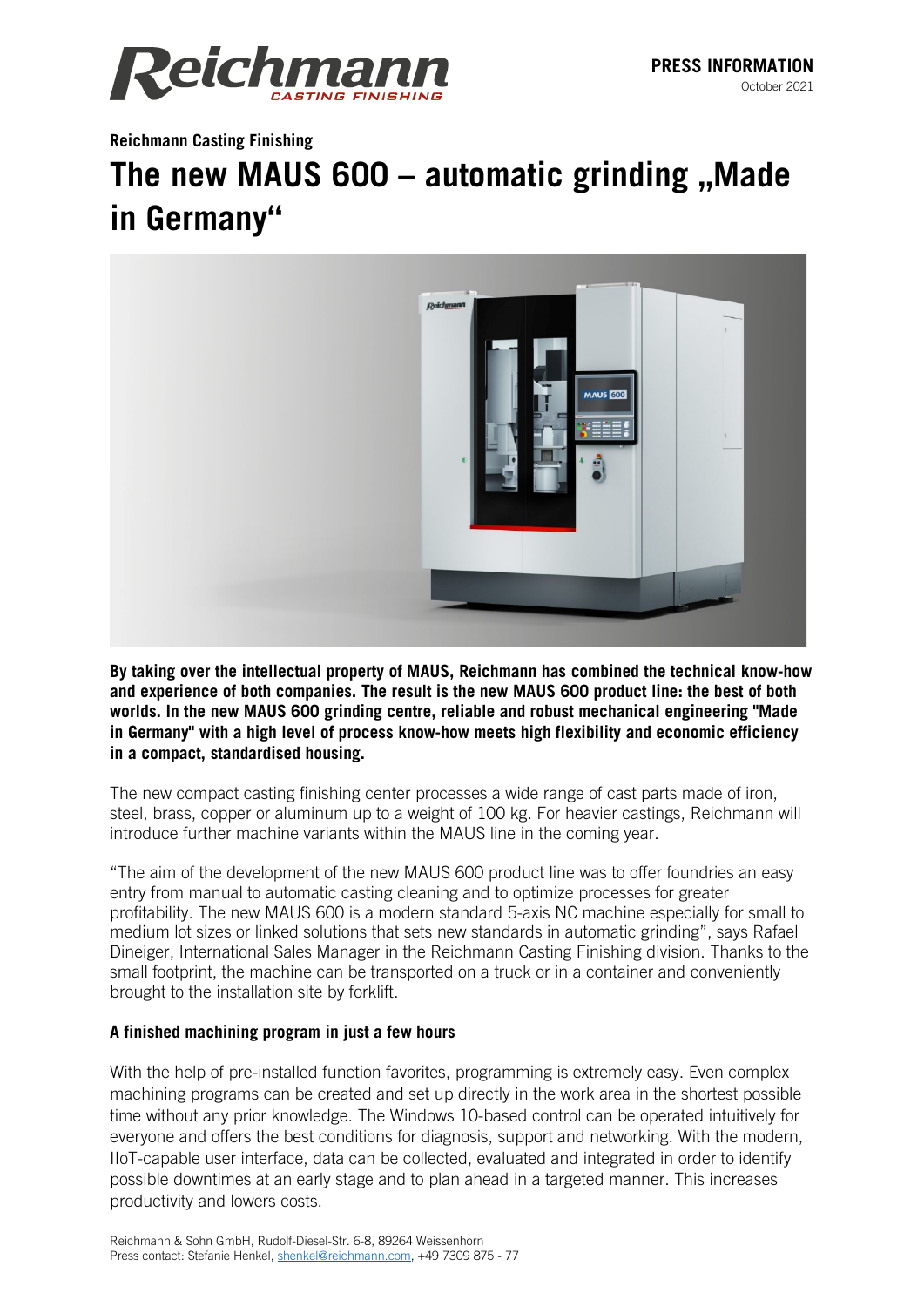**PRESS INFORMATION**
October 2021

**Reichmann Casting Finishing**

# The new MAUS 600 – automatic grinding „Made in Germany“

**By taking over the intellectual property of MAUS, Reichmann has combined the technical know-how and experience of both companies. The result is the new MAUS 600 product line: the best of both worlds. In the new MAUS 600 grinding centre, reliable and robust mechanical engineering "Made in Germany" with a high level of process know-how meets high flexibility and economic efficiency in a compact, standardised housing.**

The new compact casting finishing center processes a wide range of cast parts made of iron, steel, brass, copper or aluminum up to a weight of 100 kg. For heavier castings, Reichmann will introduce further machine variants within the MAUS line in the coming year.

“The aim of the development of the new MAUS 600 product line was to offer foundries an easy entry from manual to automatic casting cleaning and to optimize processes for greater profitability. The new MAUS 600 is a modern standard 5-axis NC machine especially for small to medium lot sizes or linked solutions that sets new standards in automatic grinding”, says Rafael Dineiger, International Sales Manager in the Reichmann Casting Finishing division. Thanks to the small footprint, the machine can be transported on a truck or in a container and conveniently brought to the installation site by forklift.

### A finished machining program in just a few hours

With the help of pre-installed function favorites, programming is extremely easy. Even complex machining programs can be created and set up directly in the work area in the shortest possible time without any prior knowledge. The Windows 10-based control can be operated intuitively for everyone and offers the best conditions for diagnosis, support and networking. With the modern, IIoT-capable user interface, data can be collected, evaluated and integrated in order to identify possible downtimes at an early stage and to plan ahead in a targeted manner. This increases productivity and lowers costs.

Reichmann & Sohn GmbH, Rudolf-Diesel-Str. 6-8, 89264 Weissenhorn
Press contact: Stefanie Henkel, shenkel@reichmann.com, +49 7309 875 - 77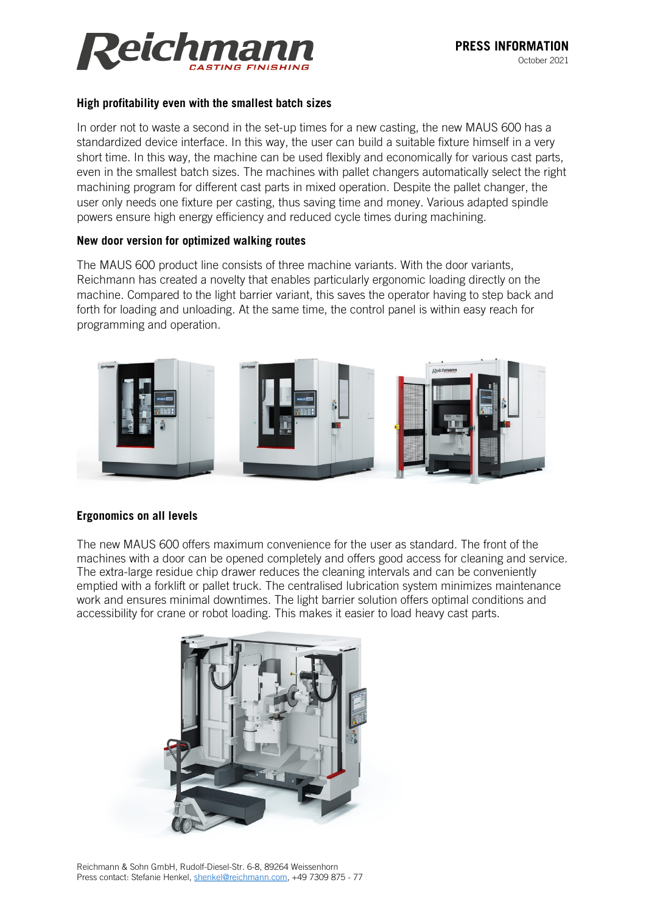## High profitability even with the smallest batch sizes

In order not to waste a second in the set-up times for a new casting, the new MAUS 600 has a standardized device interface. In this way, the user can build a suitable fixture himself in a very short time. In this way, the machine can be used flexibly and economically for various cast parts, even in the smallest batch sizes. The machines with pallet changers automatically select the right machining program for different cast parts in mixed operation. Despite the pallet changer, the user only needs one fixture per casting, thus saving time and money. Various adapted spindle powers ensure high energy efficiency and reduced cycle times during machining.

## New door version for optimized walking routes

The MAUS 600 product line consists of three machine variants. With the door variants, Reichmann has created a novelty that enables particularly ergonomic loading directly on the machine. Compared to the light barrier variant, this saves the operator having to step back and forth for loading and unloading. At the same time, the control panel is within easy reach for programming and operation.

## Ergonomics on all levels

The new MAUS 600 offers maximum convenience for the user as standard. The front of the machines with a door can be opened completely and offers good access for cleaning and service. The extra-large residue chip drawer reduces the cleaning intervals and can be conveniently emptied with a forklift or pallet truck. The centralised lubrication system minimizes maintenance work and ensures minimal downtimes. The light barrier solution offers optimal conditions and accessibility for crane or robot loading. This makes it easier to load heavy cast parts.

Reichmann & Sohn GmbH, Rudolf-Diesel-Str. 6-8, 89264 Weissenhorn
Press contact: Stefanie Henkel, shenkel@reichmann.com, +49 7309 875 - 77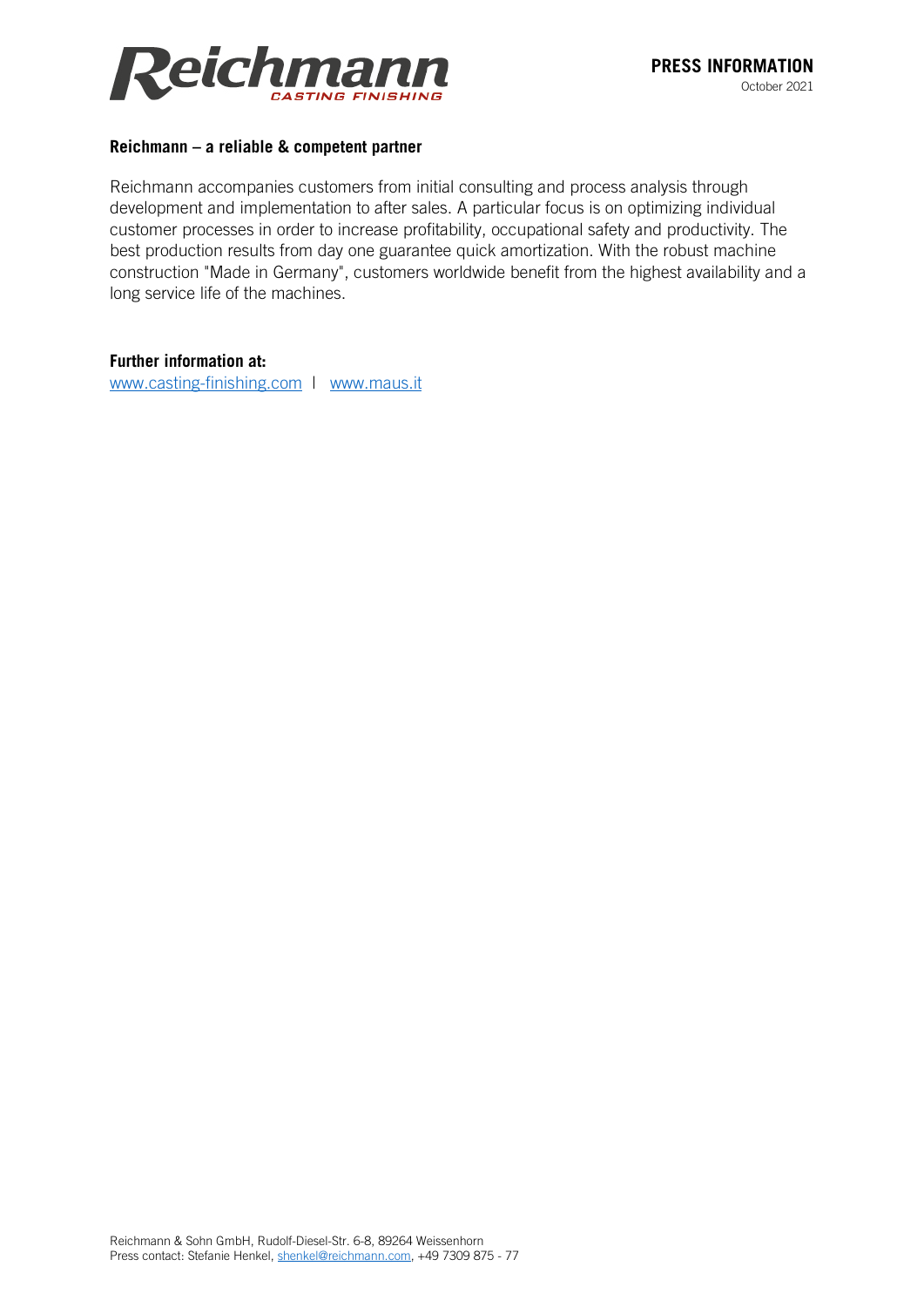**Reichmann – a reliable & competent partner**

Reichmann accompanies customers from initial consulting and process analysis through development and implementation to after sales. A particular focus is on optimizing individual customer processes in order to increase profitability, occupational safety and productivity. The best production results from day one guarantee quick amortization. With the robust machine construction "Made in Germany", customers worldwide benefit from the highest availability and a long service life of the machines.

**Further information at:**
www.casting-finishing.com | www.maus.it